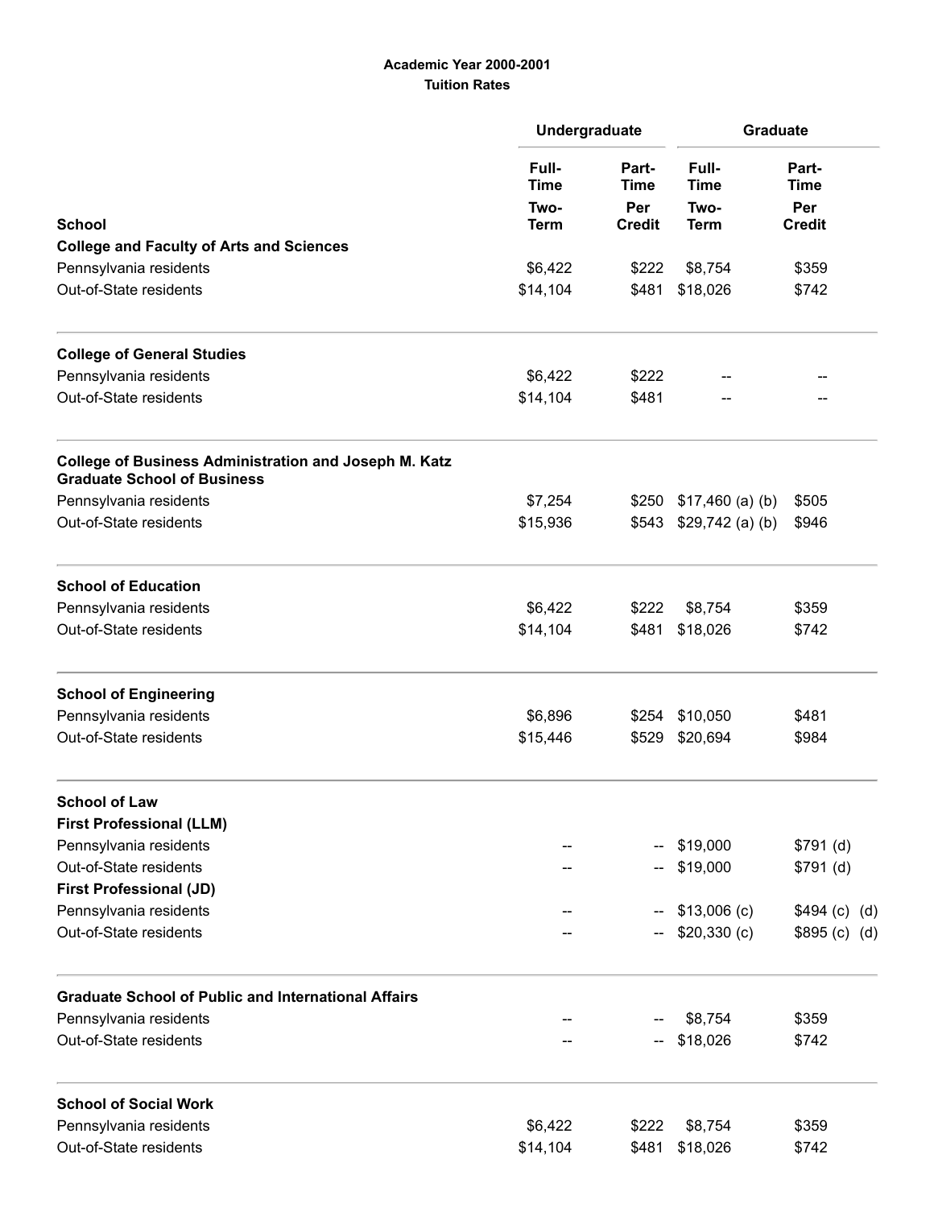**Academic Year 2000-2001**
**Tuition Rates**

| School | Undergraduate | | Graduate | |
|---|---|---|---|---|
| | Full-Time Two-Term | Part-Time Per Credit | Full-Time Two-Term | Part-Time Per Credit |
| **College and Faculty of Arts and Sciences** | | | | |
| Pennsylvania residents | $6,422 | $222 | $8,754 | $359 |
| Out-of-State residents | $14,104 | $481 | $18,026 | $742 |
| **College of General Studies** | | | | |
| Pennsylvania residents | $6,422 | $222 | -- | -- |
| Out-of-State residents | $14,104 | $481 | -- | -- |
| **College of Business Administration and Joseph M. Katz Graduate School of Business** | | | | |
| Pennsylvania residents | $7,254 | $250 | $17,460 (a) (b) | $505 |
| Out-of-State residents | $15,936 | $543 | $29,742 (a) (b) | $946 |
| **School of Education** | | | | |
| Pennsylvania residents | $6,422 | $222 | $8,754 | $359 |
| Out-of-State residents | $14,104 | $481 | $18,026 | $742 |
| **School of Engineering** | | | | |
| Pennsylvania residents | $6,896 | $254 | $10,050 | $481 |
| Out-of-State residents | $15,446 | $529 | $20,694 | $984 |
| **School of Law** | | | | |
| **First Professional (LLM)** | | | | |
| Pennsylvania residents | -- | -- | $19,000 | $791 (d) |
| Out-of-State residents | -- | -- | $19,000 | $791 (d) |
| **First Professional (JD)** | | | | |
| Pennsylvania residents | -- | -- | $13,006 (c) | $494 (c) (d) |
| Out-of-State residents | -- | -- | $20,330 (c) | $895 (c) (d) |
| **Graduate School of Public and International Affairs** | | | | |
| Pennsylvania residents | -- | -- | $8,754 | $359 |
| Out-of-State residents | -- | -- | $18,026 | $742 |
| **School of Social Work** | | | | |
| Pennsylvania residents | $6,422 | $222 | $8,754 | $359 |
| Out-of-State residents | $14,104 | $481 | $18,026 | $742 |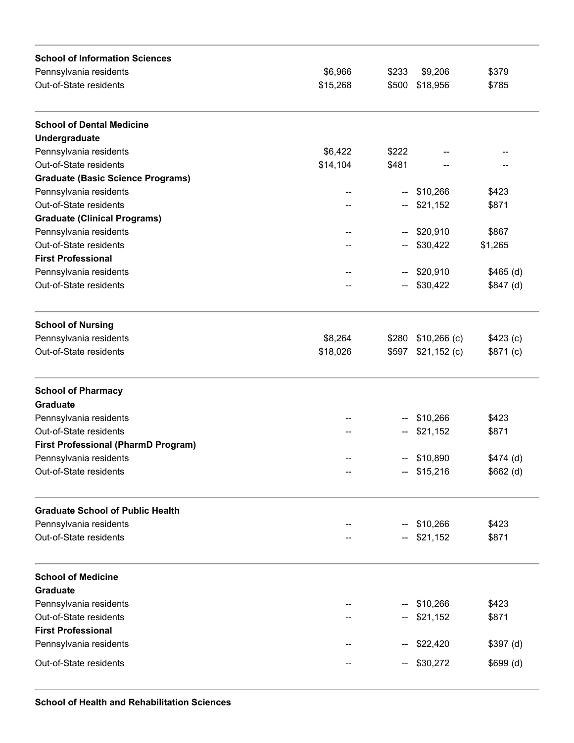| | | | | |
|---|---|---|---|---|
| **School of Information Sciences** | | | | |
| Pennsylvania residents | $6,966 | $233 | $9,206 | $379 |
| Out-of-State residents | $15,268 | $500 | $18,956 | $785 |
| **School of Dental Medicine** | | | | |
| **Undergraduate** | | | | |
| Pennsylvania residents | $6,422 | $222 | -- | -- |
| Out-of-State residents | $14,104 | $481 | -- | -- |
| **Graduate (Basic Science Programs)** | | | | |
| Pennsylvania residents | -- | -- | $10,266 | $423 |
| Out-of-State residents | -- | -- | $21,152 | $871 |
| **Graduate (Clinical Programs)** | | | | |
| Pennsylvania residents | -- | -- | $20,910 | $867 |
| Out-of-State residents | -- | -- | $30,422 | $1,265 |
| **First Professional** | | | | |
| Pennsylvania residents | -- | -- | $20,910 | $465 (d) |
| Out-of-State residents | -- | -- | $30,422 | $847 (d) |
| **School of Nursing** | | | | |
| Pennsylvania residents | $8,264 | $280 | $10,266 (c) | $423 (c) |
| Out-of-State residents | $18,026 | $597 | $21,152 (c) | $871 (c) |
| **School of Pharmacy** | | | | |
| **Graduate** | | | | |
| Pennsylvania residents | -- | -- | $10,266 | $423 |
| Out-of-State residents | -- | -- | $21,152 | $871 |
| **First Professional (PharmD Program)** | | | | |
| Pennsylvania residents | -- | -- | $10,890 | $474 (d) |
| Out-of-State residents | -- | -- | $15,216 | $662 (d) |
| **Graduate School of Public Health** | | | | |
| Pennsylvania residents | -- | -- | $10,266 | $423 |
| Out-of-State residents | -- | -- | $21,152 | $871 |
| **School of Medicine** | | | | |
| **Graduate** | | | | |
| Pennsylvania residents | -- | -- | $10,266 | $423 |
| Out-of-State residents | -- | -- | $21,152 | $871 |
| **First Professional** | | | | |
| Pennsylvania residents | -- | -- | $22,420 | $397 (d) |
| Out-of-State residents | -- | -- | $30,272 | $699 (d) |
| **School of Health and Rehabilitation Sciences** | | | | |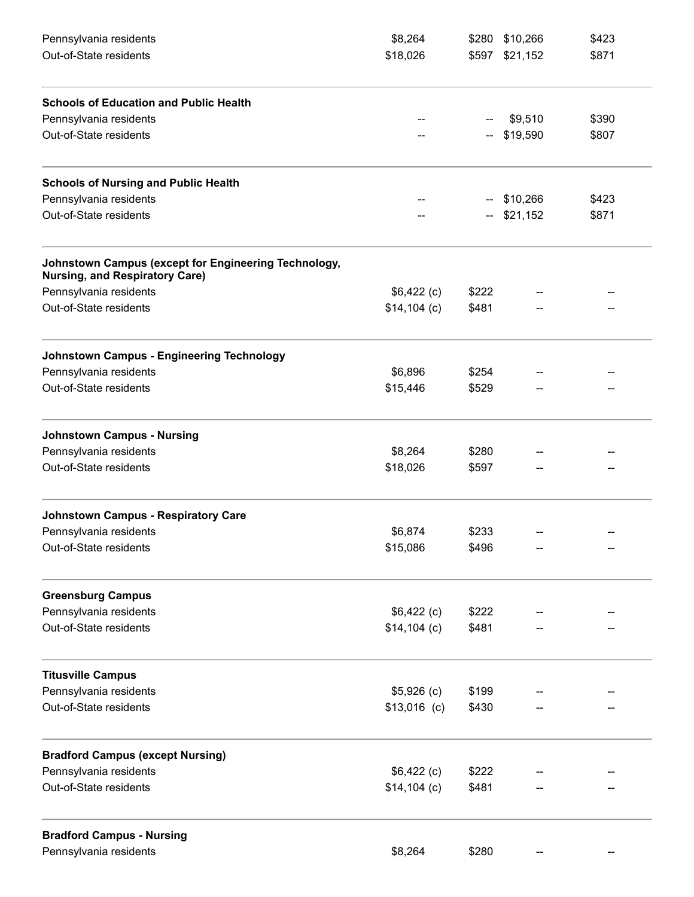| | | | | |
|---|---|---|---|---|
| Pennsylvania residents | $8,264 | $280 | $10,266 | $423 |
| Out-of-State residents | $18,026 | $597 | $21,152 | $871 |
| **Schools of Education and Public Health** | | | | |
| Pennsylvania residents | -- | -- | $9,510 | $390 |
| Out-of-State residents | -- | -- | $19,590 | $807 |
| **Schools of Nursing and Public Health** | | | | |
| Pennsylvania residents | -- | -- | $10,266 | $423 |
| Out-of-State residents | -- | -- | $21,152 | $871 |
| **Johnstown Campus (except for Engineering Technology, Nursing, and Respiratory Care)** | | | | |
| Pennsylvania residents | $6,422 (c) | $222 | -- | -- |
| Out-of-State residents | $14,104 (c) | $481 | -- | -- |
| **Johnstown Campus - Engineering Technology** | | | | |
| Pennsylvania residents | $6,896 | $254 | -- | -- |
| Out-of-State residents | $15,446 | $529 | -- | -- |
| **Johnstown Campus - Nursing** | | | | |
| Pennsylvania residents | $8,264 | $280 | -- | -- |
| Out-of-State residents | $18,026 | $597 | -- | -- |
| **Johnstown Campus - Respiratory Care** | | | | |
| Pennsylvania residents | $6,874 | $233 | -- | -- |
| Out-of-State residents | $15,086 | $496 | -- | -- |
| **Greensburg Campus** | | | | |
| Pennsylvania residents | $6,422 (c) | $222 | -- | -- |
| Out-of-State residents | $14,104 (c) | $481 | -- | -- |
| **Titusville Campus** | | | | |
| Pennsylvania residents | $5,926 (c) | $199 | -- | -- |
| Out-of-State residents | $13,016 (c) | $430 | -- | -- |
| **Bradford Campus (except Nursing)** | | | | |
| Pennsylvania residents | $6,422 (c) | $222 | -- | -- |
| Out-of-State residents | $14,104 (c) | $481 | -- | -- |
| **Bradford Campus - Nursing** | | | | |
| Pennsylvania residents | $8,264 | $280 | -- | -- |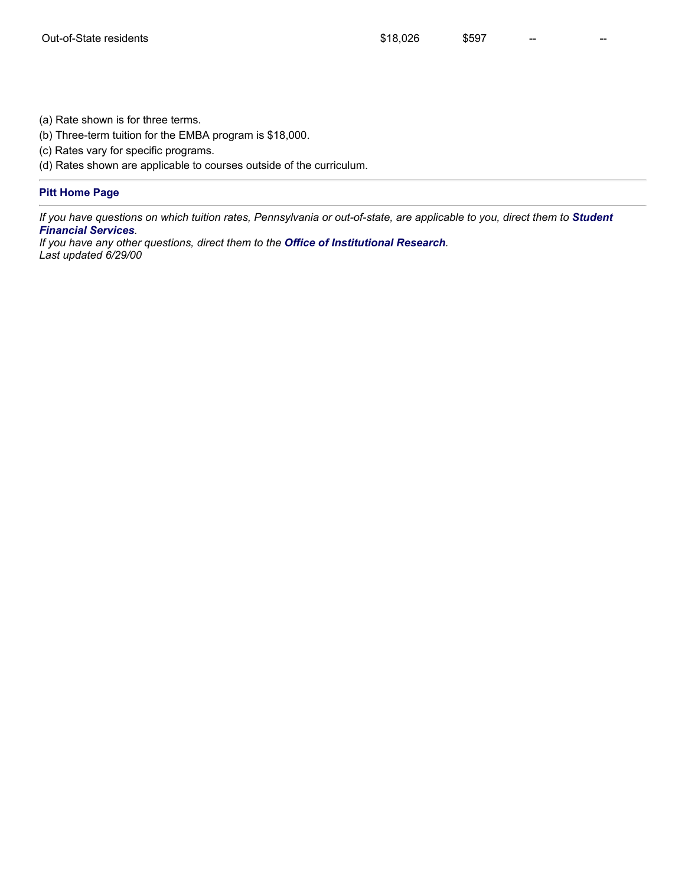| | | | | |
|---|---|---|---|---|
| Out-of-State residents | $18,026 | $597 | -- | -- |

(a) Rate shown is for three terms.
(b) Three-term tuition for the EMBA program is $18,000.
(c) Rates vary for specific programs.
(d) Rates shown are applicable to courses outside of the curriculum.

---

**Pitt Home Page**

---

*If you have questions on which tuition rates, Pennsylvania or out-of-state, are applicable to you, direct them to* ***Student Financial Services****.*
*If you have any other questions, direct them to the* ***Office of Institutional Research****.*
*Last updated 6/29/00*